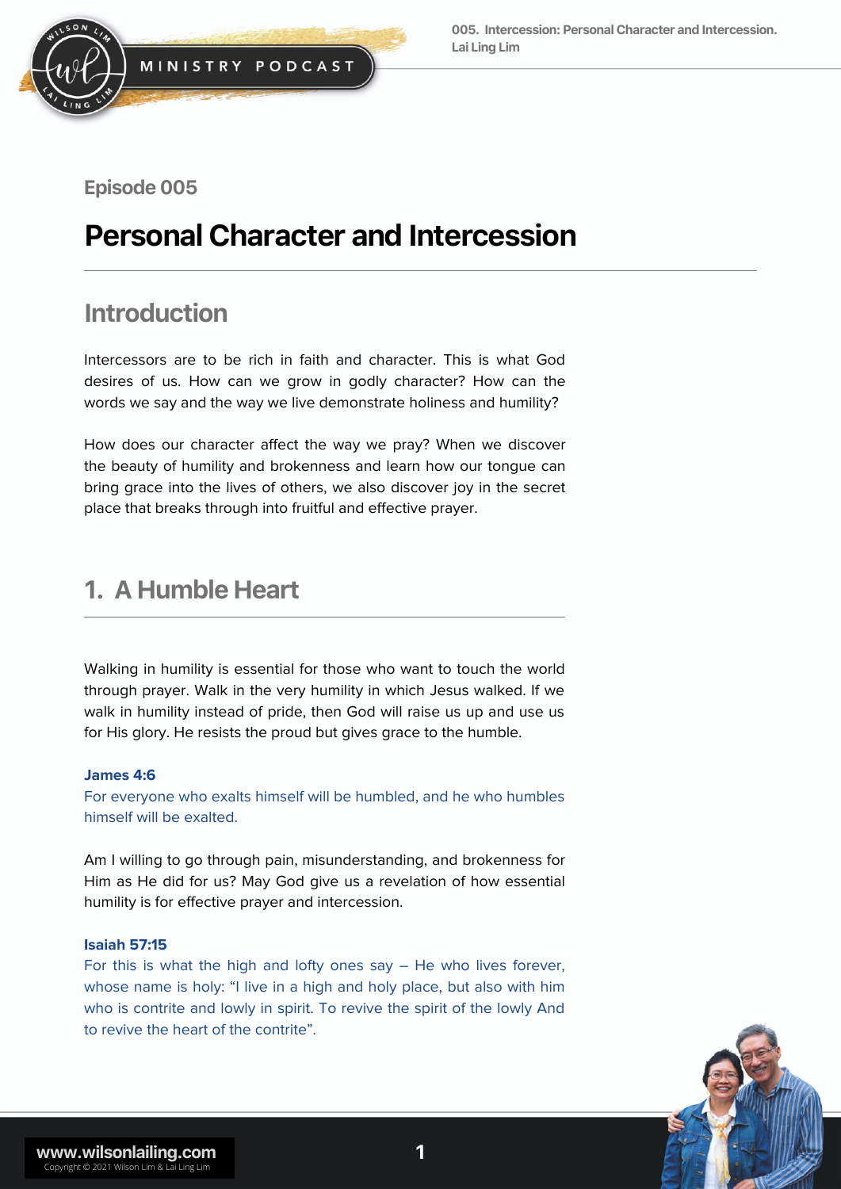Episode 005

# Personal Character and Intercession

## Introduction

Intercessors are to be rich in faith and character. This is what God desires of us. How can we grow in godly character? How can the words we say and the way we live demonstrate holiness and humility?

How does our character affect the way we pray? When we discover the beauty of humility and brokenness and learn how our tongue can bring grace into the lives of others, we also discover joy in the secret place that breaks through into fruitful and effective prayer.

## 1. A Humble Heart

Walking in humility is essential for those who want to touch the world through prayer. Walk in the very humility in which Jesus walked. If we walk in humility instead of pride, then God will raise us up and use us for His glory. He resists the proud but gives grace to the humble.

**James 4:6**
For everyone who exalts himself will be humbled, and he who humbles himself will be exalted.

Am I willing to go through pain, misunderstanding, and brokenness for Him as He did for us? May God give us a revelation of how essential humility is for effective prayer and intercession.

**Isaiah 57:15**
For this is what the high and lofty ones say – He who lives forever, whose name is holy: "I live in a high and holy place, but also with him who is contrite and lowly in spirit. To revive the spirit of the lowly And to revive the heart of the contrite".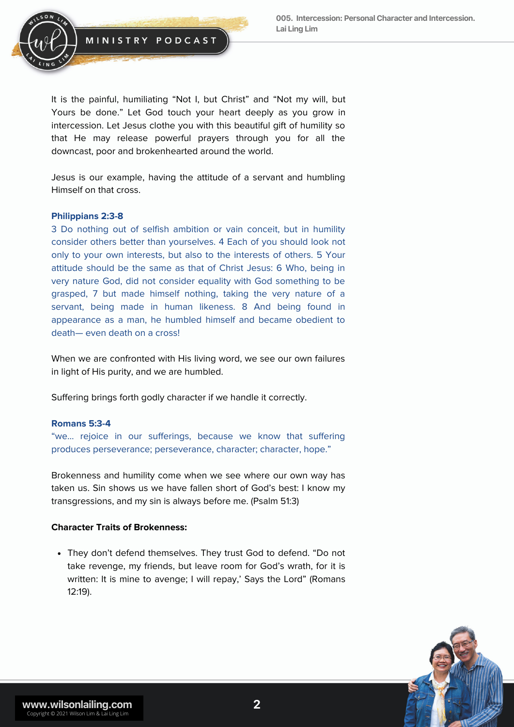It is the painful, humiliating "Not I, but Christ" and "Not my will, but Yours be done." Let God touch your heart deeply as you grow in intercession. Let Jesus clothe you with this beautiful gift of humility so that He may release powerful prayers through you for all the downcast, poor and brokenhearted around the world.

Jesus is our example, having the attitude of a servant and humbling Himself on that cross.

**Philippians 2:3-8**
3 Do nothing out of selfish ambition or vain conceit, but in humility consider others better than yourselves. 4 Each of you should look not only to your own interests, but also to the interests of others. 5 Your attitude should be the same as that of Christ Jesus: 6 Who, being in very nature God, did not consider equality with God something to be grasped, 7 but made himself nothing, taking the very nature of a servant, being made in human likeness. 8 And being found in appearance as a man, he humbled himself and became obedient to death— even death on a cross!

When we are confronted with His living word, we see our own failures in light of His purity, and we are humbled.

Suffering brings forth godly character if we handle it correctly.

**Romans 5:3-4**
"we... rejoice in our sufferings, because we know that suffering produces perseverance; perseverance, character; character, hope."

Brokenness and humility come when we see where our own way has taken us. Sin shows us we have fallen short of God's best: I know my transgressions, and my sin is always before me. (Psalm 51:3)

**Character Traits of Brokenness:**

- They don't defend themselves. They trust God to defend. "Do not take revenge, my friends, but leave room for God's wrath, for it is written: It is mine to avenge; I will repay,' Says the Lord" (Romans 12:19).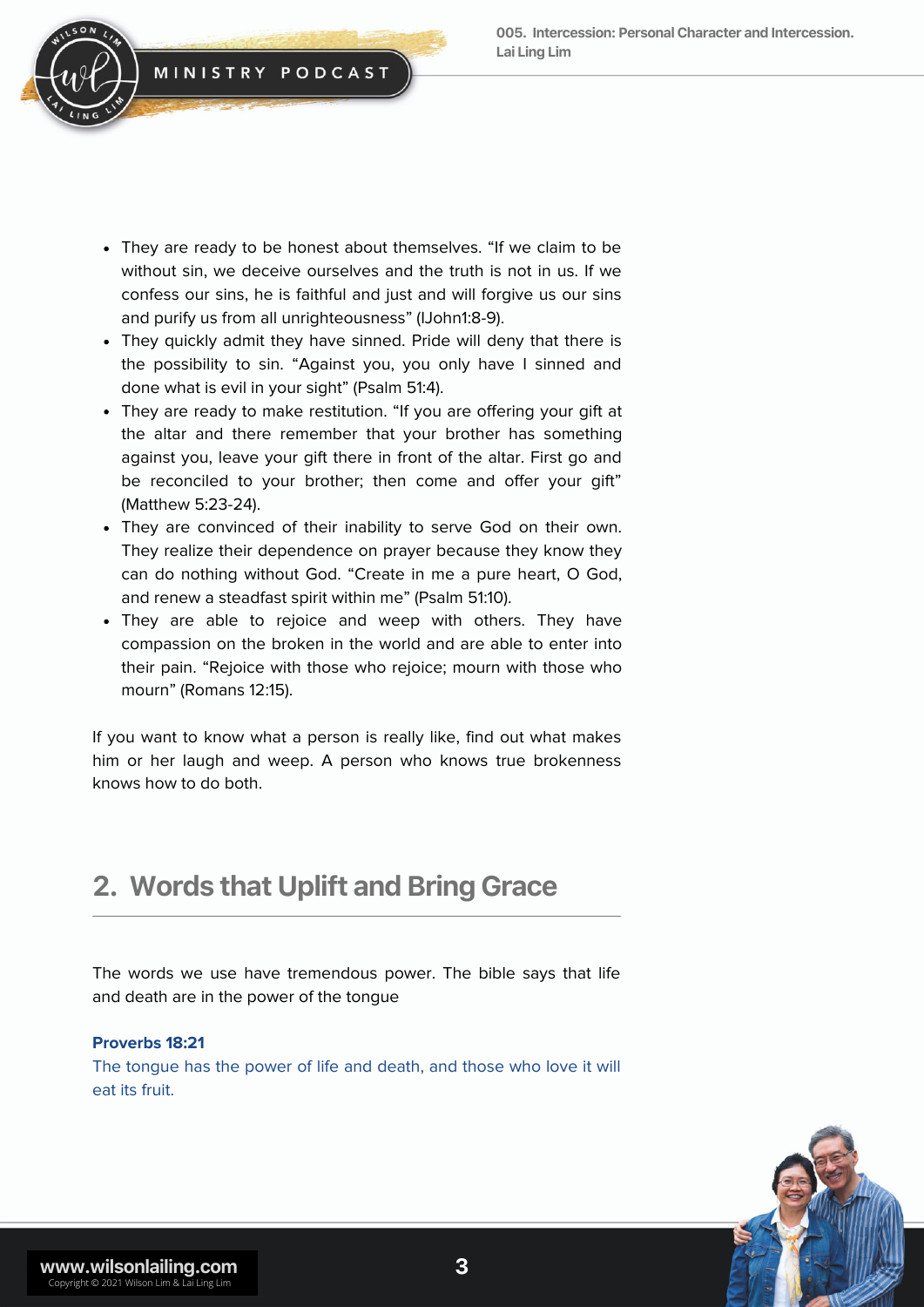- They are ready to be honest about themselves. “If we claim to be without sin, we deceive ourselves and the truth is not in us. If we confess our sins, he is faithful and just and will forgive us our sins and purify us from all unrighteousness” (IJohn1:8-9).
- They quickly admit they have sinned. Pride will deny that there is the possibility to sin. “Against you, you only have I sinned and done what is evil in your sight” (Psalm 51:4).
- They are ready to make restitution. “If you are offering your gift at the altar and there remember that your brother has something against you, leave your gift there in front of the altar. First go and be reconciled to your brother; then come and offer your gift” (Matthew 5:23-24).
- They are convinced of their inability to serve God on their own. They realize their dependence on prayer because they know they can do nothing without God. “Create in me a pure heart, O God, and renew a steadfast spirit within me” (Psalm 51:10).
- They are able to rejoice and weep with others. They have compassion on the broken in the world and are able to enter into their pain. “Rejoice with those who rejoice; mourn with those who mourn” (Romans 12:15).

If you want to know what a person is really like, find out what makes him or her laugh and weep. A person who knows true brokenness knows how to do both.

## 2. Words that Uplift and Bring Grace

The words we use have tremendous power. The bible says that life and death are in the power of the tongue

**Proverbs 18:21**
The tongue has the power of life and death, and those who love it will eat its fruit.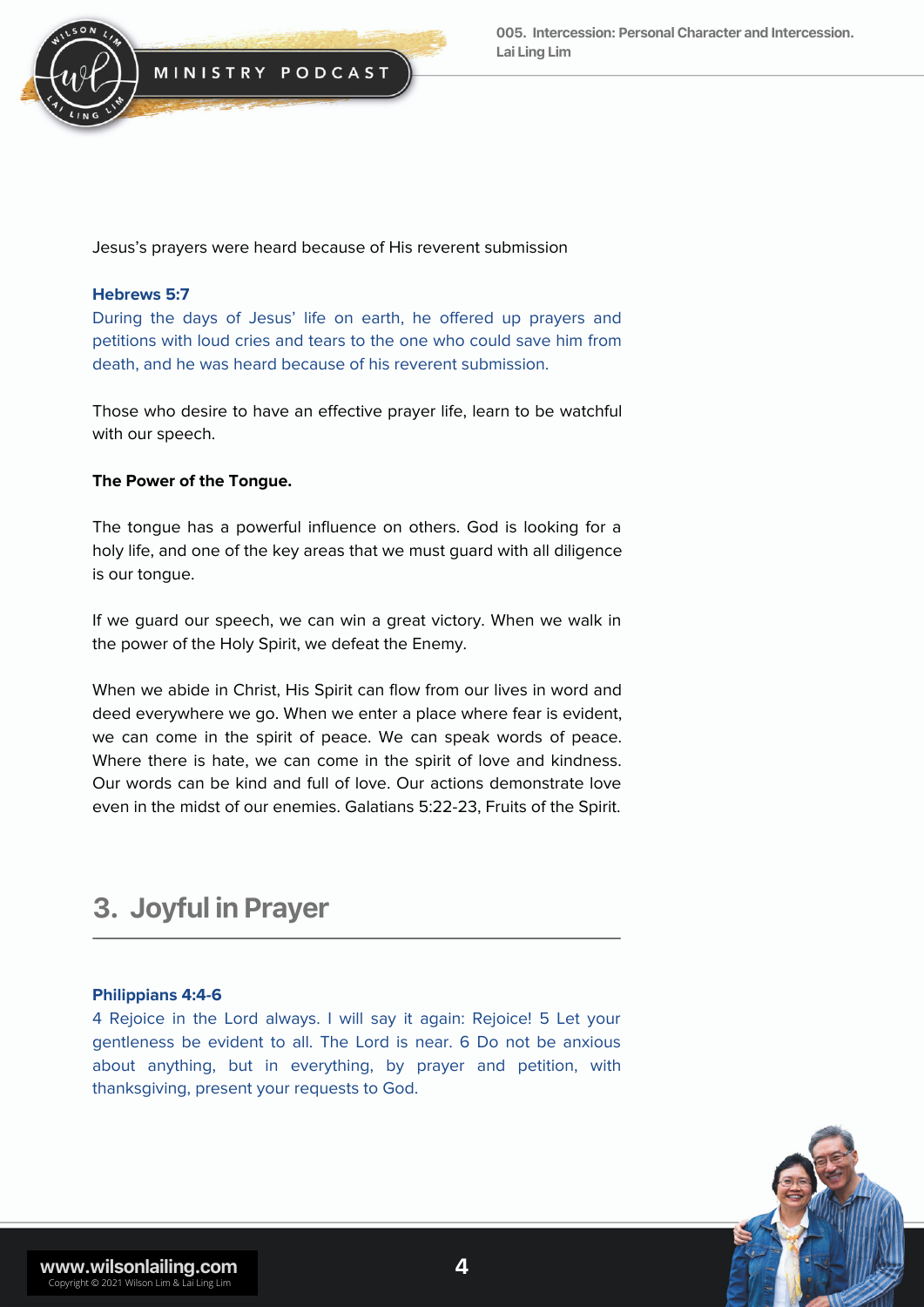Jesus's prayers were heard because of His reverent submission

**Hebrews 5:7**
During the days of Jesus' life on earth, he offered up prayers and petitions with loud cries and tears to the one who could save him from death, and he was heard because of his reverent submission.

Those who desire to have an effective prayer life, learn to be watchful with our speech.

**The Power of the Tongue.**

The tongue has a powerful influence on others. God is looking for a holy life, and one of the key areas that we must guard with all diligence is our tongue.

If we guard our speech, we can win a great victory. When we walk in the power of the Holy Spirit, we defeat the Enemy.

When we abide in Christ, His Spirit can flow from our lives in word and deed everywhere we go. When we enter a place where fear is evident, we can come in the spirit of peace. We can speak words of peace. Where there is hate, we can come in the spirit of love and kindness. Our words can be kind and full of love. Our actions demonstrate love even in the midst of our enemies. Galatians 5:22-23, Fruits of the Spirit.

## 3. Joyful in Prayer

**Philippians 4:4-6**
4 Rejoice in the Lord always. I will say it again: Rejoice! 5 Let your gentleness be evident to all. The Lord is near. 6 Do not be anxious about anything, but in everything, by prayer and petition, with thanksgiving, present your requests to God.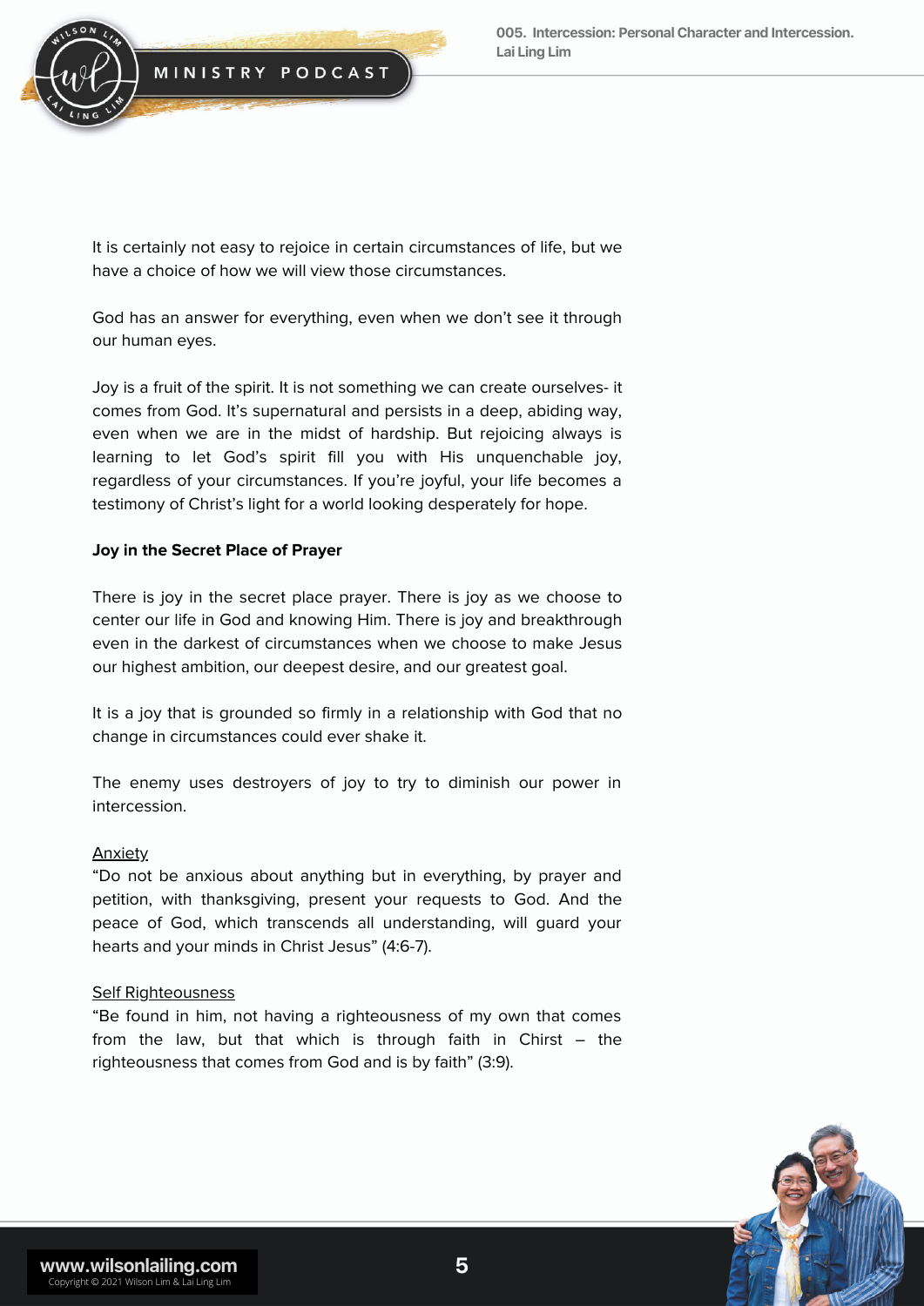It is certainly not easy to rejoice in certain circumstances of life, but we have a choice of how we will view those circumstances.

God has an answer for everything, even when we don't see it through our human eyes.

Joy is a fruit of the spirit. It is not something we can create ourselves- it comes from God. It's supernatural and persists in a deep, abiding way, even when we are in the midst of hardship. But rejoicing always is learning to let God's spirit fill you with His unquenchable joy, regardless of your circumstances. If you're joyful, your life becomes a testimony of Christ's light for a world looking desperately for hope.

**Joy in the Secret Place of Prayer**

There is joy in the secret place prayer. There is joy as we choose to center our life in God and knowing Him. There is joy and breakthrough even in the darkest of circumstances when we choose to make Jesus our highest ambition, our deepest desire, and our greatest goal.

It is a joy that is grounded so firmly in a relationship with God that no change in circumstances could ever shake it.

The enemy uses destroyers of joy to try to diminish our power in intercession.

<u>Anxiety</u>
"Do not be anxious about anything but in everything, by prayer and petition, with thanksgiving, present your requests to God. And the peace of God, which transcends all understanding, will guard your hearts and your minds in Christ Jesus" (4:6-7).

<u>Self Righteousness</u>
"Be found in him, not having a righteousness of my own that comes from the law, but that which is through faith in Christ – the righteousness that comes from God and is by faith" (3:9).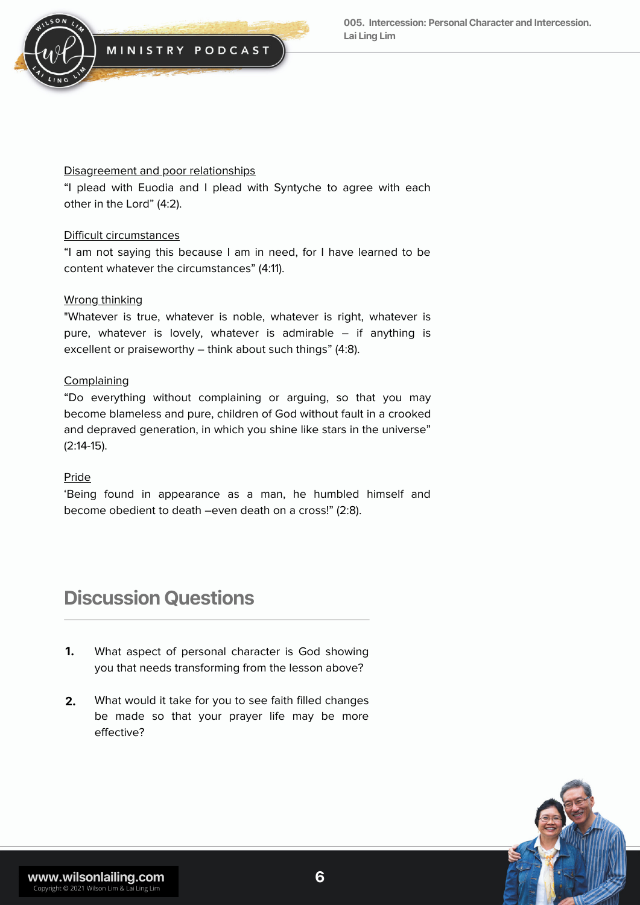<u>Disagreement and poor relationships</u>

"I plead with Euodia and I plead with Syntyche to agree with each other in the Lord" (4:2).

<u>Difficult circumstances</u>

"I am not saying this because I am in need, for I have learned to be content whatever the circumstances" (4:11).

<u>Wrong thinking</u>

"Whatever is true, whatever is noble, whatever is right, whatever is pure, whatever is lovely, whatever is admirable – if anything is excellent or praiseworthy – think about such things" (4:8).

<u>Complaining</u>

"Do everything without complaining or arguing, so that you may become blameless and pure, children of God without fault in a crooked and depraved generation, in which you shine like stars in the universe" (2:14-15).

<u>Pride</u>

'Being found in appearance as a man, he humbled himself and become obedient to death –even death on a cross!" (2:8).

## Discussion Questions

1. What aspect of personal character is God showing you that needs transforming from the lesson above?
2. What would it take for you to see faith filled changes be made so that your prayer life may be more effective?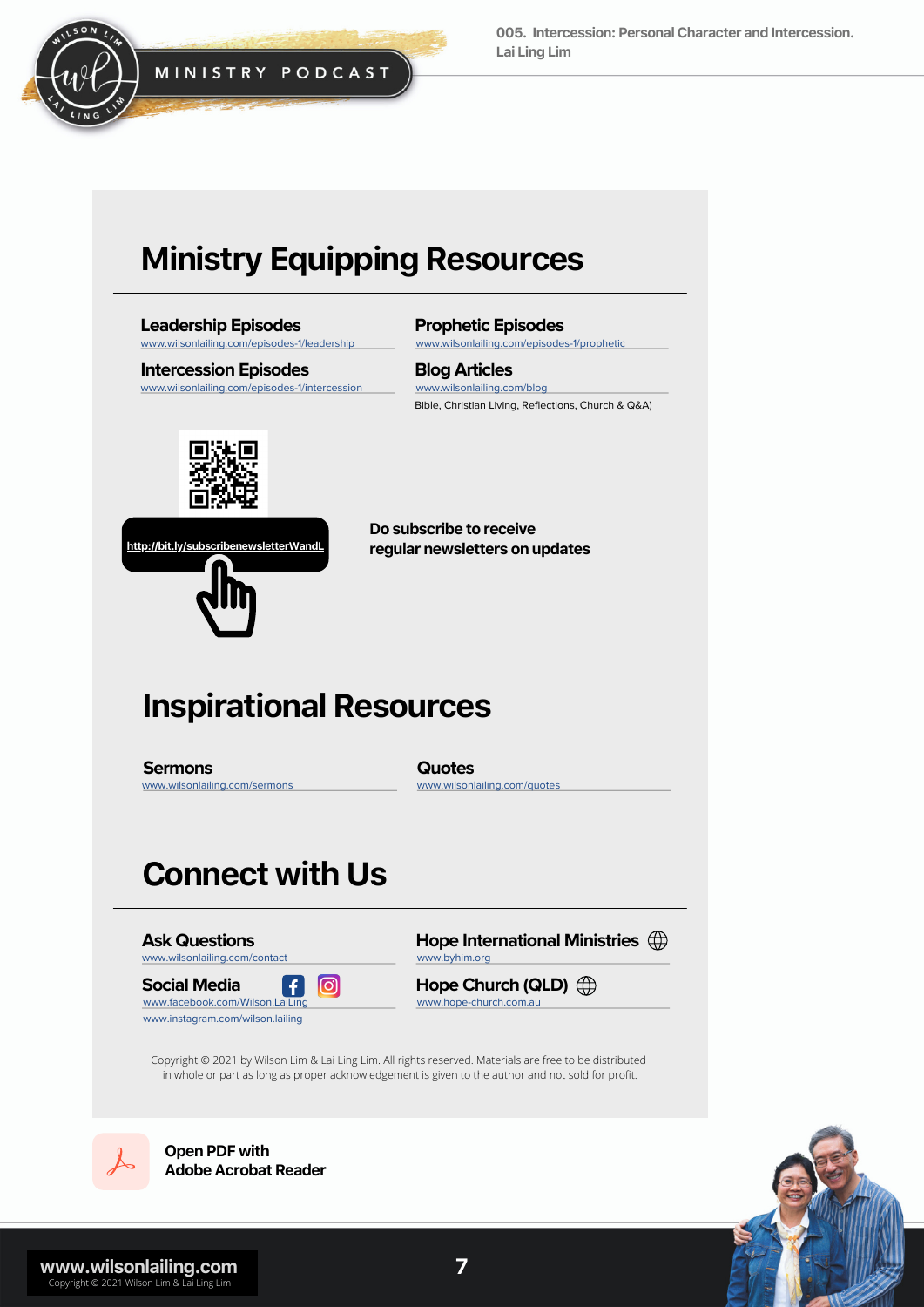# Ministry Equipping Resources

**Leadership Episodes**
www.wilsonlailing.com/episodes-1/leadership

**Prophetic Episodes**
www.wilsonlailing.com/episodes-1/prophetic

**Intercession Episodes**
www.wilsonlailing.com/episodes-1/intercession

**Blog Articles**
www.wilsonlailing.com/blog
Bible, Christian Living, Reflections, Church & Q&A)

http://bit.ly/subscribenewsletterWandL

**Do subscribe to receive regular newsletters on updates**

# Inspirational Resources

**Sermons**
www.wilsonlailing.com/sermons

**Quotes**
www.wilsonlailing.com/quotes

# Connect with Us

**Ask Questions**
www.wilsonlailing.com/contact

**Hope International Ministries**
www.byhim.org

**Social Media**
www.facebook.com/Wilson.LaiLing
www.instagram.com/wilson.lailing

**Hope Church (QLD)**
www.hope-church.com.au

Copyright © 2021 by Wilson Lim & Lai Ling Lim. All rights reserved. Materials are free to be distributed in whole or part as long as proper acknowledgement is given to the author and not sold for profit.

**Open PDF with Adobe Acrobat Reader**